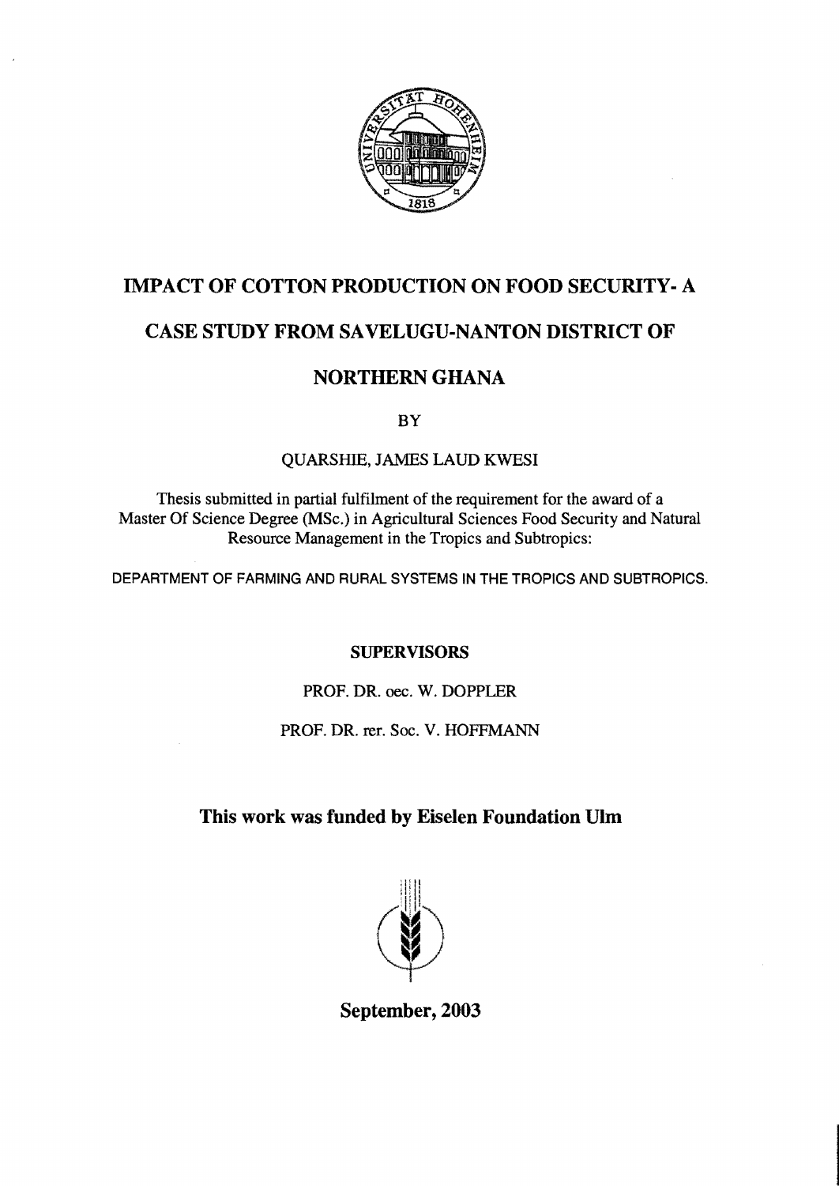# IMPACT OF COTTON PRODUCTION ON FOOD SECURITY- A CASE STUDY FROM SAVELUGU-NANTON DISTRICT OF NORTHERN GHANA

BY

QUARSHIE, JAMES LAUD KWESI

Thesis submitted in partial fulfilment of the requirement for the award of a Master Of Science Degree (MSc.) in Agricultural Sciences Food Security and Natural Resource Management in the Tropics and Subtropics:

DEPARTMENT OF FARMING AND RURAL SYSTEMS IN THE TROPICS AND SUBTROPICS.

**SUPERVISORS**

PROF. DR. oec. W. DOPPLER

PROF. DR. rer. Soc. V. HOFFMANN

**This work was funded by Eiselen Foundation Ulm**

**September, 2003**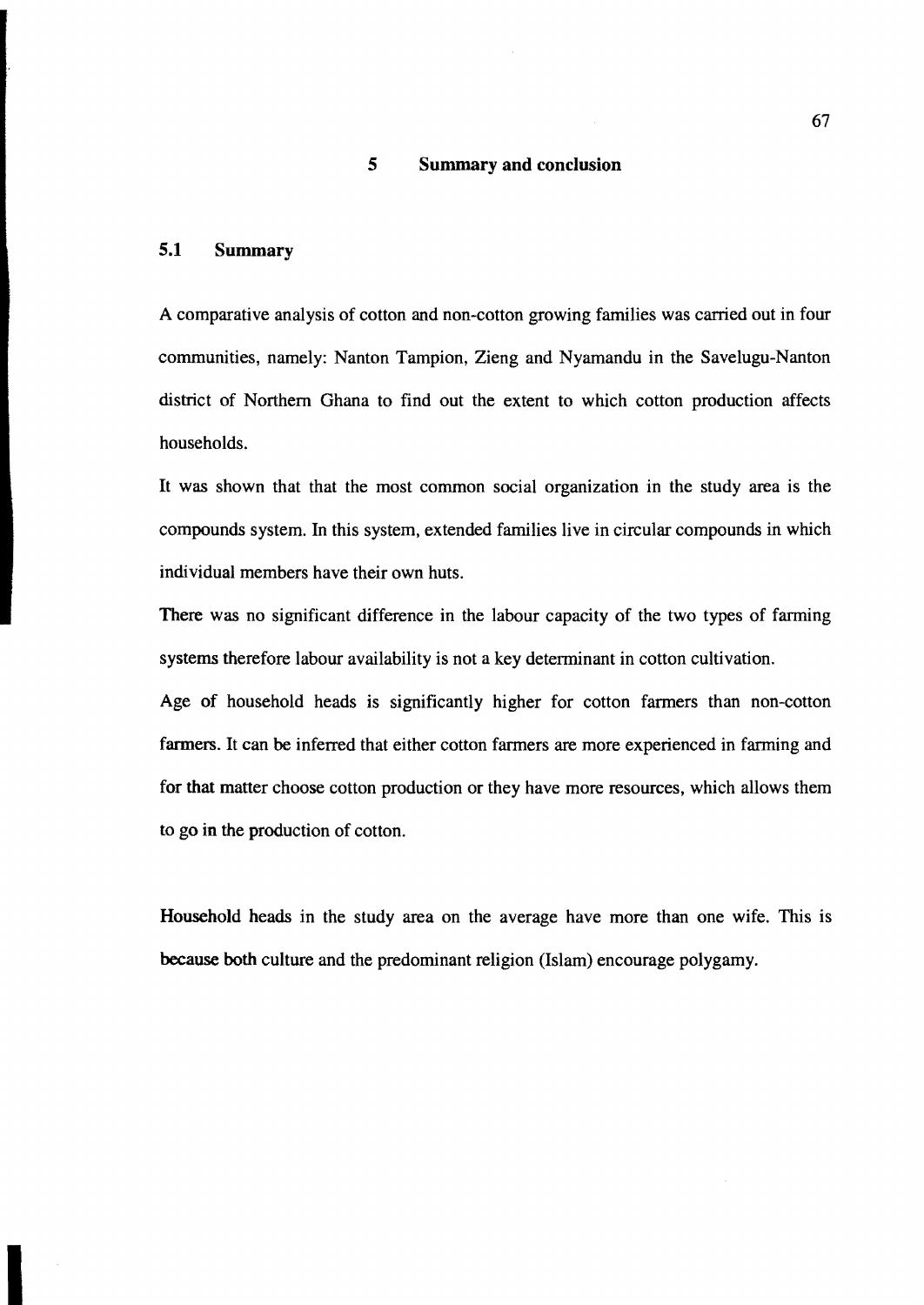# 5 Summary and conclusion

## 5.1 Summary

A comparative analysis of cotton and non-cotton growing families was carried out in four communities, namely: Nanton Tampion, Zieng and Nyamandu in the Savelugu-Nanton district of Northern Ghana to find out the extent to which cotton production affects households.

It was shown that that the most common social organization in the study area is the compounds system. In this system, extended families live in circular compounds in which individual members have their own huts.

There was no significant difference in the labour capacity of the two types of farming systems therefore labour availability is not a key determinant in cotton cultivation.

Age of household heads is significantly higher for cotton farmers than non-cotton farmers. It can be inferred that either cotton farmers are more experienced in farming and for that matter choose cotton production or they have more resources, which allows them to go in the production of cotton.

Household heads in the study area on the average have more than one wife. This is because both culture and the predominant religion (Islam) encourage polygamy.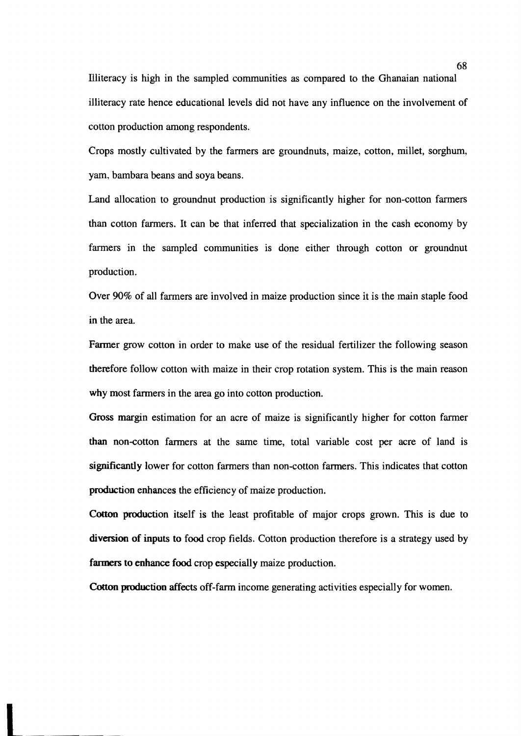Illiteracy is high in the sampled communities as compared to the Ghanaian national illiteracy rate hence educational levels did not have any influence on the involvement of cotton production among respondents.

Crops mostly cultivated by the farmers are groundnuts, maize, cotton, millet, sorghum, yam, bambara beans and soya beans.

Land allocation to groundnut production is significantly higher for non-cotton farmers than cotton farmers. It can be that inferred that specialization in the cash economy by farmers in the sampled communities is done either through cotton or groundnut production.

Over 90% of all farmers are involved in maize production since it is the main staple food in the area.

Farmer grow cotton in order to make use of the residual fertilizer the following season therefore follow cotton with maize in their crop rotation system. This is the main reason why most farmers in the area go into cotton production.

Gross margin estimation for an acre of maize is significantly higher for cotton farmer than non-cotton farmers at the same time, total variable cost per acre of land is significantly lower for cotton farmers than non-cotton farmers. This indicates that cotton production enhances the efficiency of maize production.

Cotton production itself is the least profitable of major crops grown. This is due to diversion of inputs to food crop fields. Cotton production therefore is a strategy used by farmers to enhance food crop especially maize production.

Cotton production affects off-farm income generating activities especially for women.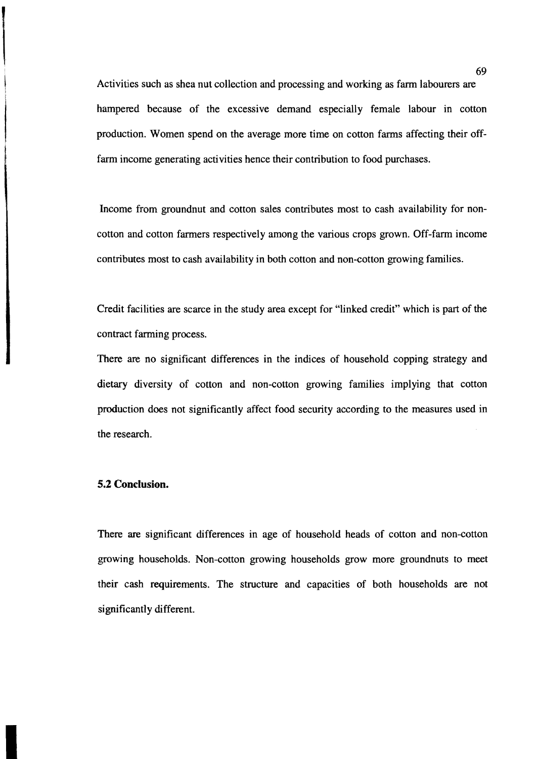Activities such as shea nut collection and processing and working as farm labourers are hampered because of the excessive demand especially female labour in cotton production. Women spend on the average more time on cotton farms affecting their off-farm income generating activities hence their contribution to food purchases.

Income from groundnut and cotton sales contributes most to cash availability for non-cotton and cotton farmers respectively among the various crops grown. Off-farm income contributes most to cash availability in both cotton and non-cotton growing families.

Credit facilities are scarce in the study area except for "linked credit" which is part of the contract farming process.

There are no significant differences in the indices of household copping strategy and dietary diversity of cotton and non-cotton growing families implying that cotton production does not significantly affect food security according to the measures used in the research.

### 5.2 Conclusion.

There are significant differences in age of household heads of cotton and non-cotton growing households. Non-cotton growing households grow more groundnuts to meet their cash requirements. The structure and capacities of both households are not significantly different.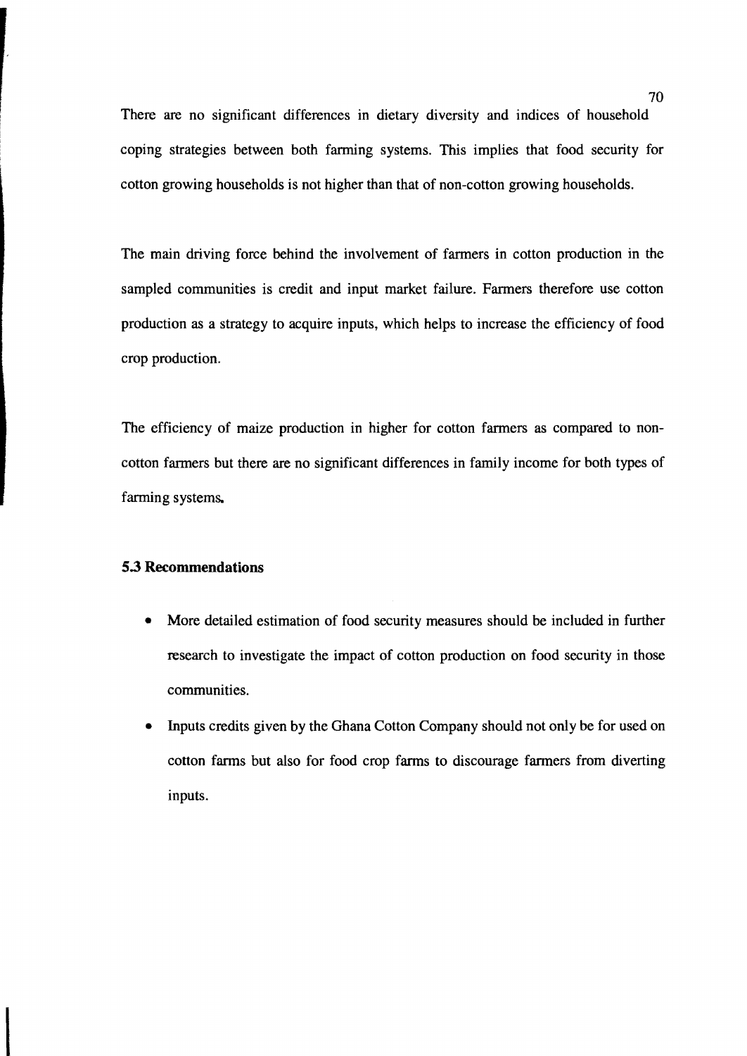There are no significant differences in dietary diversity and indices of household coping strategies between both farming systems. This implies that food security for cotton growing households is not higher than that of non-cotton growing households.

The main driving force behind the involvement of farmers in cotton production in the sampled communities is credit and input market failure. Farmers therefore use cotton production as a strategy to acquire inputs, which helps to increase the efficiency of food crop production.

The efficiency of maize production in higher for cotton farmers as compared to non-cotton farmers but there are no significant differences in family income for both types of farming systems.

### 5.3 Recommendations

- More detailed estimation of food security measures should be included in further research to investigate the impact of cotton production on food security in those communities.
- Inputs credits given by the Ghana Cotton Company should not only be for used on cotton farms but also for food crop farms to discourage farmers from diverting inputs.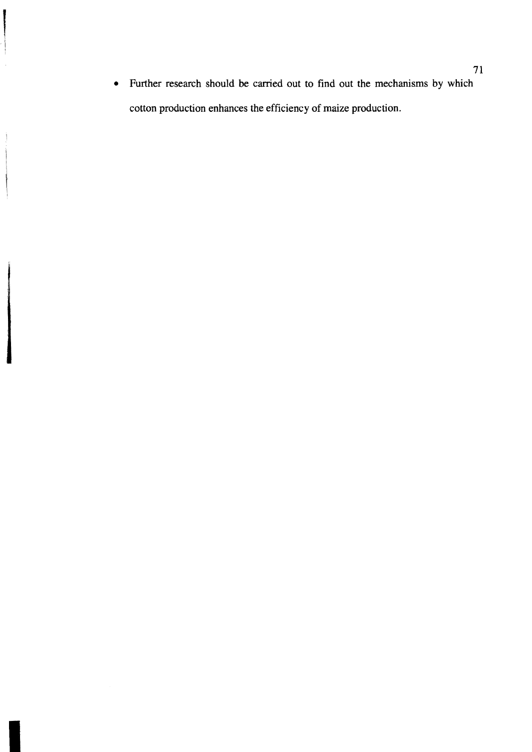- Further research should be carried out to find out the mechanisms by which cotton production enhances the efficiency of maize production.